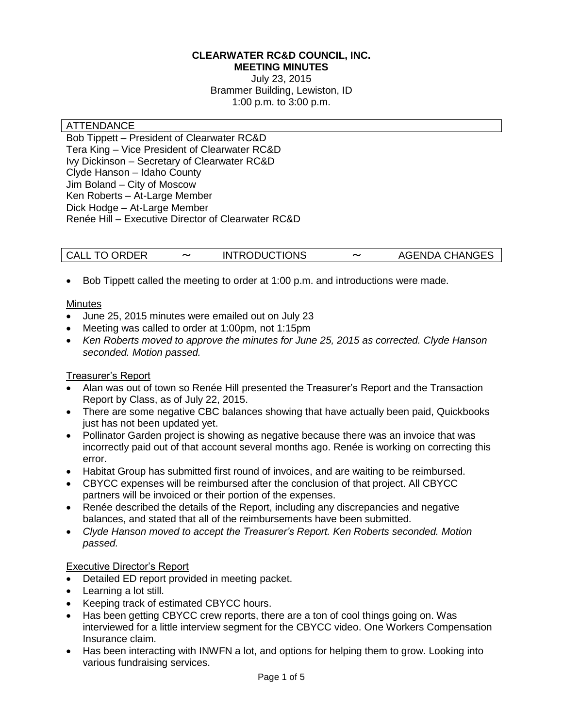# CLEARWATER RC&D COUNCIL, INC.
## MEETING MINUTES

July 23, 2015
Brammer Building, Lewiston, ID
1:00 p.m. to 3:00 p.m.

### ATTENDANCE

Bob Tippett – President of Clearwater RC&D
Tera King – Vice President of Clearwater RC&D
Ivy Dickinson – Secretary of Clearwater RC&D
Clyde Hanson – Idaho County
Jim Boland – City of Moscow
Ken Roberts – At-Large Member
Dick Hodge – At-Large Member
Renée Hill – Executive Director of Clearwater RC&D

### CALL TO ORDER ~ INTRODUCTIONS ~ AGENDA CHANGES

- Bob Tippett called the meeting to order at 1:00 p.m. and introductions were made.

#### Minutes

- June 25, 2015 minutes were emailed out on July 23
- Meeting was called to order at 1:00pm, not 1:15pm
- *Ken Roberts moved to approve the minutes for June 25, 2015 as corrected. Clyde Hanson seconded. Motion passed.*

#### Treasurer's Report

- Alan was out of town so Renée Hill presented the Treasurer's Report and the Transaction Report by Class, as of July 22, 2015.
- There are some negative CBC balances showing that have actually been paid, Quickbooks just has not been updated yet.
- Pollinator Garden project is showing as negative because there was an invoice that was incorrectly paid out of that account several months ago. Renée is working on correcting this error.
- Habitat Group has submitted first round of invoices, and are waiting to be reimbursed.
- CBYCC expenses will be reimbursed after the conclusion of that project. All CBYCC partners will be invoiced or their portion of the expenses.
- Renée described the details of the Report, including any discrepancies and negative balances, and stated that all of the reimbursements have been submitted.
- *Clyde Hanson moved to accept the Treasurer's Report. Ken Roberts seconded. Motion passed.*

#### Executive Director's Report

- Detailed ED report provided in meeting packet.
- Learning a lot still.
- Keeping track of estimated CBYCC hours.
- Has been getting CBYCC crew reports, there are a ton of cool things going on. Was interviewed for a little interview segment for the CBYCC video. One Workers Compensation Insurance claim.
- Has been interacting with INWFN a lot, and options for helping them to grow. Looking into various fundraising services.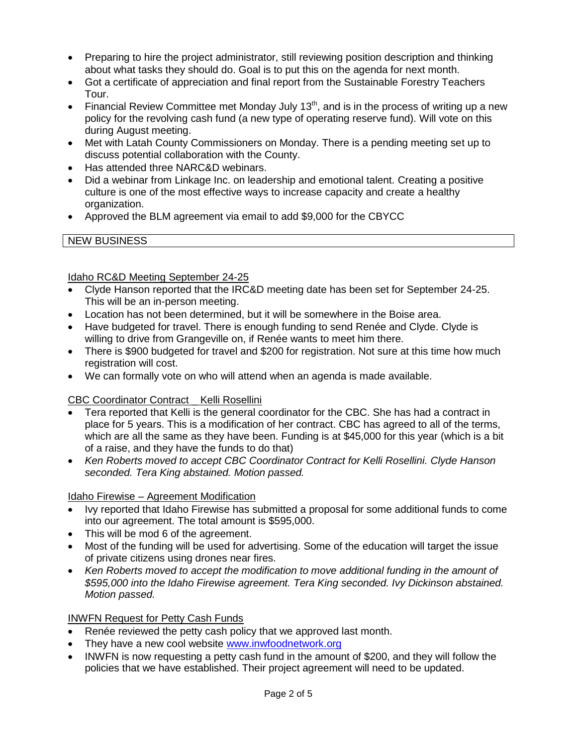- Preparing to hire the project administrator, still reviewing position description and thinking about what tasks they should do. Goal is to put this on the agenda for next month.
- Got a certificate of appreciation and final report from the Sustainable Forestry Teachers Tour.
- Financial Review Committee met Monday July 13th, and is in the process of writing up a new policy for the revolving cash fund (a new type of operating reserve fund). Will vote on this during August meeting.
- Met with Latah County Commissioners on Monday. There is a pending meeting set up to discuss potential collaboration with the County.
- Has attended three NARC&D webinars.
- Did a webinar from Linkage Inc. on leadership and emotional talent. Creating a positive culture is one of the most effective ways to increase capacity and create a healthy organization.
- Approved the BLM agreement via email to add $9,000 for the CBYCC

## NEW BUSINESS

Idaho RC&D Meeting September 24-25

- Clyde Hanson reported that the IRC&D meeting date has been set for September 24-25. This will be an in-person meeting.
- Location has not been determined, but it will be somewhere in the Boise area.
- Have budgeted for travel. There is enough funding to send Renée and Clyde. Clyde is willing to drive from Grangeville on, if Renée wants to meet him there.
- There is $900 budgeted for travel and $200 for registration. Not sure at this time how much registration will cost.
- We can formally vote on who will attend when an agenda is made available.

CBC Coordinator Contract _ Kelli Rosellini

- Tera reported that Kelli is the general coordinator for the CBC. She has had a contract in place for 5 years. This is a modification of her contract. CBC has agreed to all of the terms, which are all the same as they have been. Funding is at $45,000 for this year (which is a bit of a raise, and they have the funds to do that)
- *Ken Roberts moved to accept CBC Coordinator Contract for Kelli Rosellini. Clyde Hanson seconded. Tera King abstained. Motion passed.*

Idaho Firewise – Agreement Modification

- Ivy reported that Idaho Firewise has submitted a proposal for some additional funds to come into our agreement. The total amount is $595,000.
- This will be mod 6 of the agreement.
- Most of the funding will be used for advertising. Some of the education will target the issue of private citizens using drones near fires.
- *Ken Roberts moved to accept the modification to move additional funding in the amount of $595,000 into the Idaho Firewise agreement. Tera King seconded. Ivy Dickinson abstained. Motion passed.*

INWFN Request for Petty Cash Funds

- Renée reviewed the petty cash policy that we approved last month.
- They have a new cool website [www.inwfoodnetwork.org](http://www.inwfoodnetwork.org)
- INWFN is now requesting a petty cash fund in the amount of $200, and they will follow the policies that we have established. Their project agreement will need to be updated.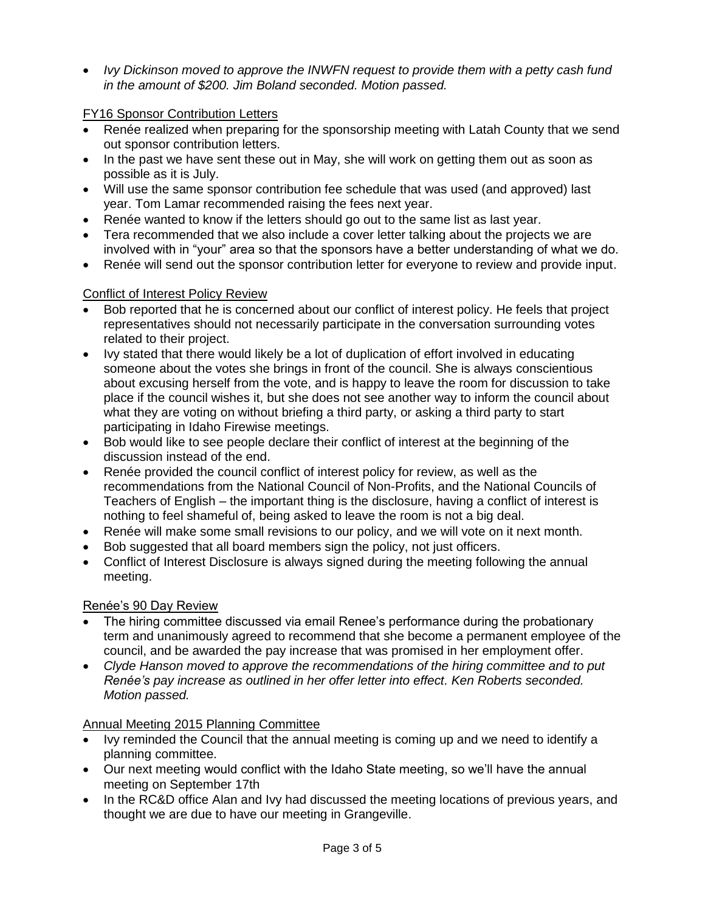- *Ivy Dickinson moved to approve the INWFN request to provide them with a petty cash fund in the amount of $200. Jim Boland seconded. Motion passed.*

<u>FY16 Sponsor Contribution Letters</u>

- Renée realized when preparing for the sponsorship meeting with Latah County that we send out sponsor contribution letters.
- In the past we have sent these out in May, she will work on getting them out as soon as possible as it is July.
- Will use the same sponsor contribution fee schedule that was used (and approved) last year. Tom Lamar recommended raising the fees next year.
- Renée wanted to know if the letters should go out to the same list as last year.
- Tera recommended that we also include a cover letter talking about the projects we are involved with in "your" area so that the sponsors have a better understanding of what we do.
- Renée will send out the sponsor contribution letter for everyone to review and provide input.

<u>Conflict of Interest Policy Review</u>

- Bob reported that he is concerned about our conflict of interest policy. He feels that project representatives should not necessarily participate in the conversation surrounding votes related to their project.
- Ivy stated that there would likely be a lot of duplication of effort involved in educating someone about the votes she brings in front of the council. She is always conscientious about excusing herself from the vote, and is happy to leave the room for discussion to take place if the council wishes it, but she does not see another way to inform the council about what they are voting on without briefing a third party, or asking a third party to start participating in Idaho Firewise meetings.
- Bob would like to see people declare their conflict of interest at the beginning of the discussion instead of the end.
- Renée provided the council conflict of interest policy for review, as well as the recommendations from the National Council of Non-Profits, and the National Councils of Teachers of English – the important thing is the disclosure, having a conflict of interest is nothing to feel shameful of, being asked to leave the room is not a big deal.
- Renée will make some small revisions to our policy, and we will vote on it next month.
- Bob suggested that all board members sign the policy, not just officers.
- Conflict of Interest Disclosure is always signed during the meeting following the annual meeting.

<u>Renée's 90 Day Review</u>

- The hiring committee discussed via email Renee's performance during the probationary term and unanimously agreed to recommend that she become a permanent employee of the council, and be awarded the pay increase that was promised in her employment offer.
- *Clyde Hanson moved to approve the recommendations of the hiring committee and to put Renée's pay increase as outlined in her offer letter into effect. Ken Roberts seconded. Motion passed.*

<u>Annual Meeting 2015 Planning Committee</u>

- Ivy reminded the Council that the annual meeting is coming up and we need to identify a planning committee.
- Our next meeting would conflict with the Idaho State meeting, so we'll have the annual meeting on September 17th
- In the RC&D office Alan and Ivy had discussed the meeting locations of previous years, and thought we are due to have our meeting in Grangeville.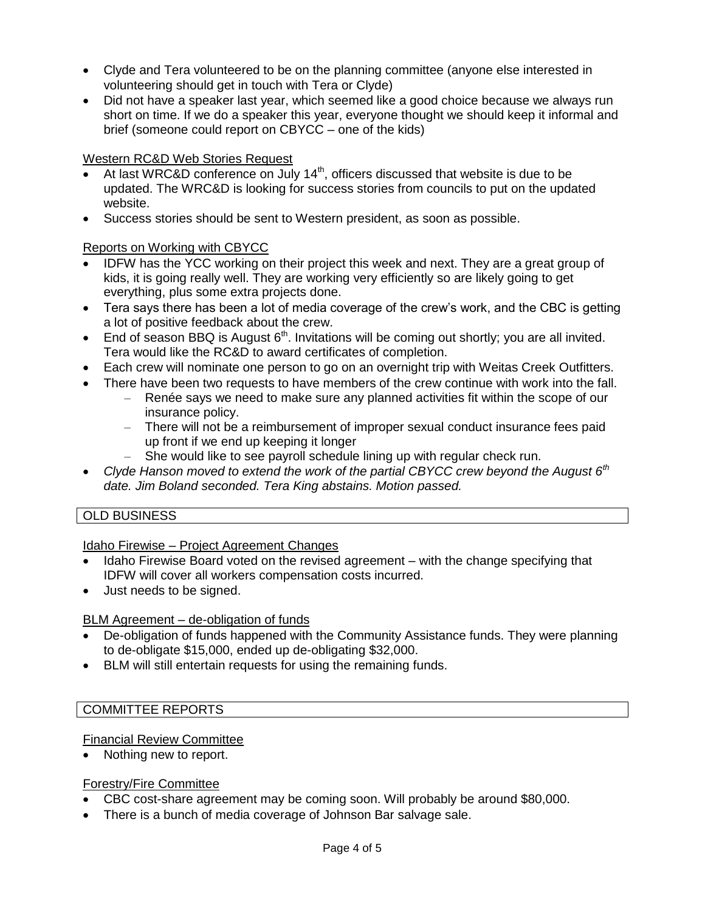- Clyde and Tera volunteered to be on the planning committee (anyone else interested in volunteering should get in touch with Tera or Clyde)
- Did not have a speaker last year, which seemed like a good choice because we always run short on time. If we do a speaker this year, everyone thought we should keep it informal and brief (someone could report on CBYCC – one of the kids)

Western RC&D Web Stories Request

- At last WRC&D conference on July 14th, officers discussed that website is due to be updated. The WRC&D is looking for success stories from councils to put on the updated website.
- Success stories should be sent to Western president, as soon as possible.

Reports on Working with CBYCC

- IDFW has the YCC working on their project this week and next. They are a great group of kids, it is going really well. They are working very efficiently so are likely going to get everything, plus some extra projects done.
- Tera says there has been a lot of media coverage of the crew's work, and the CBC is getting a lot of positive feedback about the crew.
- End of season BBQ is August 6th. Invitations will be coming out shortly; you are all invited. Tera would like the RC&D to award certificates of completion.
- Each crew will nominate one person to go on an overnight trip with Weitas Creek Outfitters.
- There have been two requests to have members of the crew continue with work into the fall.
  - Renée says we need to make sure any planned activities fit within the scope of our insurance policy.
  - There will not be a reimbursement of improper sexual conduct insurance fees paid up front if we end up keeping it longer
  - She would like to see payroll schedule lining up with regular check run.
- *Clyde Hanson moved to extend the work of the partial CBYCC crew beyond the August 6th date. Jim Boland seconded. Tera King abstains. Motion passed.*

## OLD BUSINESS

Idaho Firewise – Project Agreement Changes

- Idaho Firewise Board voted on the revised agreement – with the change specifying that IDFW will cover all workers compensation costs incurred.
- Just needs to be signed.

BLM Agreement – de-obligation of funds

- De-obligation of funds happened with the Community Assistance funds. They were planning to de-obligate $15,000, ended up de-obligating $32,000.
- BLM will still entertain requests for using the remaining funds.

## COMMITTEE REPORTS

Financial Review Committee

- Nothing new to report.

Forestry/Fire Committee

- CBC cost-share agreement may be coming soon. Will probably be around $80,000.
- There is a bunch of media coverage of Johnson Bar salvage sale.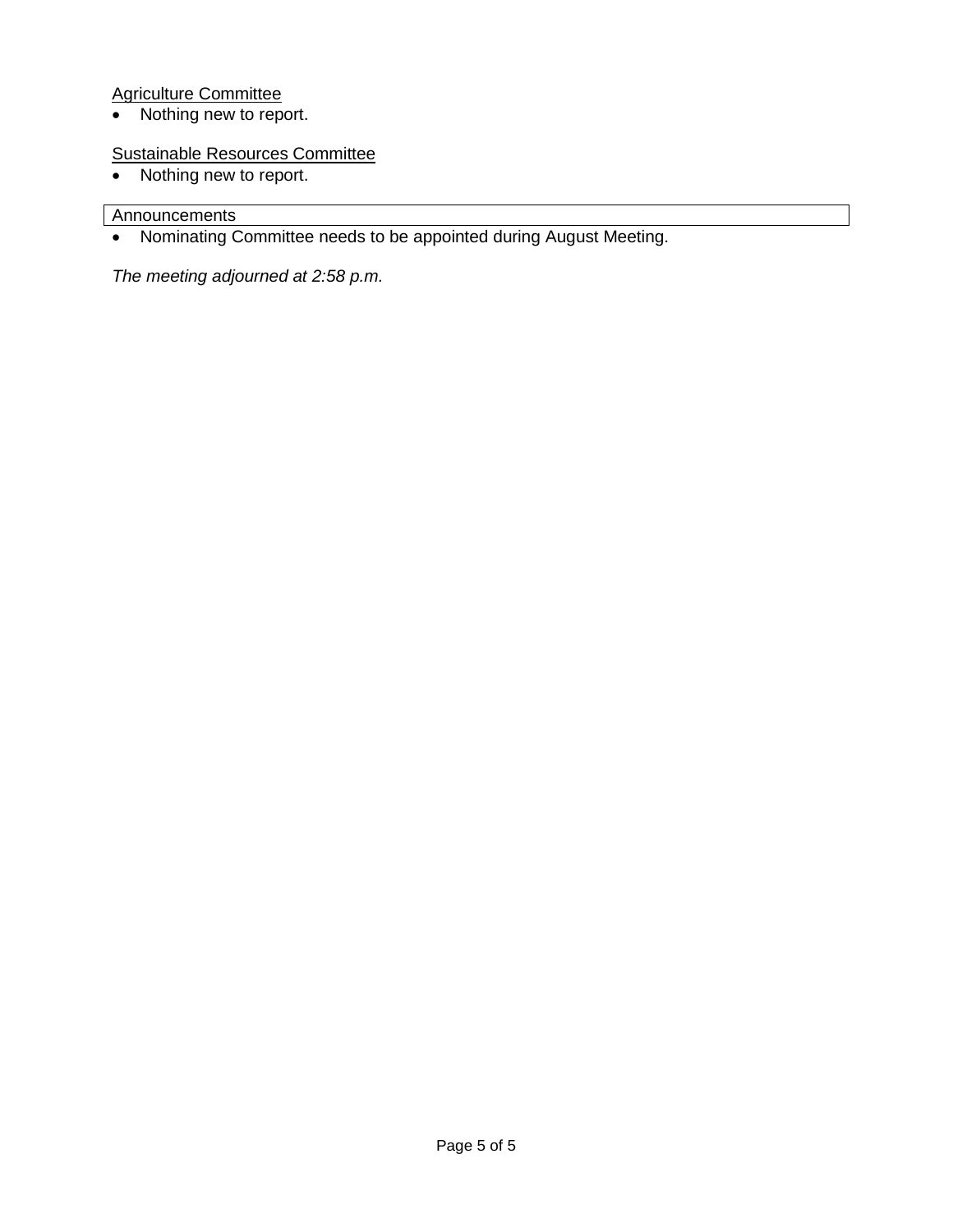<u>Agriculture Committee</u>

- Nothing new to report.

<u>Sustainable Resources Committee</u>

- Nothing new to report.

## Announcements

- Nominating Committee needs to be appointed during August Meeting.

*The meeting adjourned at 2:58 p.m.*